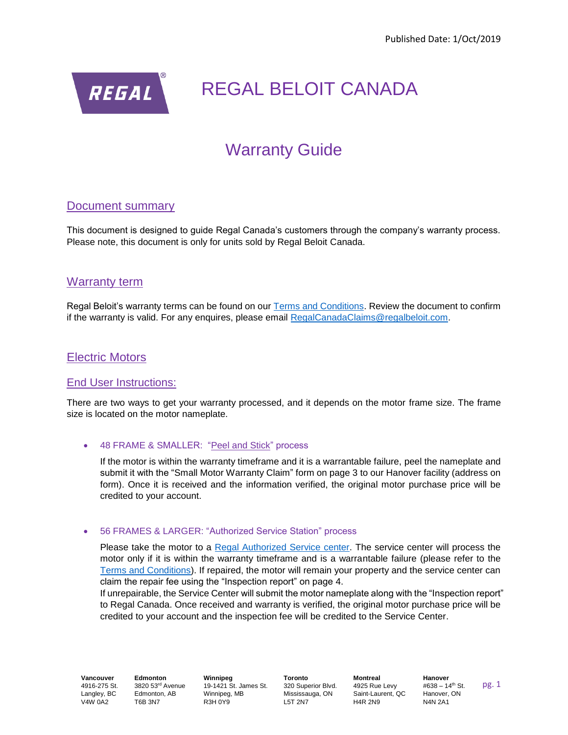Published Date: 1/Oct/2019

# REGAL BELOIT CANADA

# Warranty Guide

## Document summary

This document is designed to guide Regal Canada's customers through the company's warranty process. Please note, this document is only for units sold by Regal Beloit Canada.

## Warranty term

Regal Beloit's warranty terms can be found on our Terms and Conditions. Review the document to confirm if the warranty is valid. For any enquires, please email RegalCanadaClaims@regalbeloit.com.

## Electric Motors

### End User Instructions:

There are two ways to get your warranty processed, and it depends on the motor frame size. The frame size is located on the motor nameplate.

- 48 FRAME & SMALLER: "Peel and Stick" process

  If the motor is within the warranty timeframe and it is a warrantable failure, peel the nameplate and submit it with the "Small Motor Warranty Claim" form on page 3 to our Hanover facility (address on form). Once it is received and the information verified, the original motor purchase price will be credited to your account.

- 56 FRAMES & LARGER: "Authorized Service Station" process

  Please take the motor to a Regal Authorized Service center. The service center will process the motor only if it is within the warranty timeframe and is a warrantable failure (please refer to the Terms and Conditions). If repaired, the motor will remain your property and the service center can claim the repair fee using the "Inspection report" on page 4.
  If unrepairable, the Service Center will submit the motor nameplate along with the "Inspection report" to Regal Canada. Once received and warranty is verified, the original motor purchase price will be credited to your account and the inspection fee will be credited to the Service Center.

**Vancouver**
4916-275 St.
Langley, BC
V4W 0A2

**Edmonton**
3820 53rd Avenue
Edmonton, AB
T6B 3N7

**Winnipeg**
19-1421 St. James St.
Winnipeg, MB
R3H 0Y9

**Toronto**
320 Superior Blvd.
Mississauga, ON
L5T 2N7

**Montreal**
4925 Rue Levy
Saint-Laurent, QC
H4R 2N9

**Hanover**
#638 – 14th St.
Hanover, ON
N4N 2A1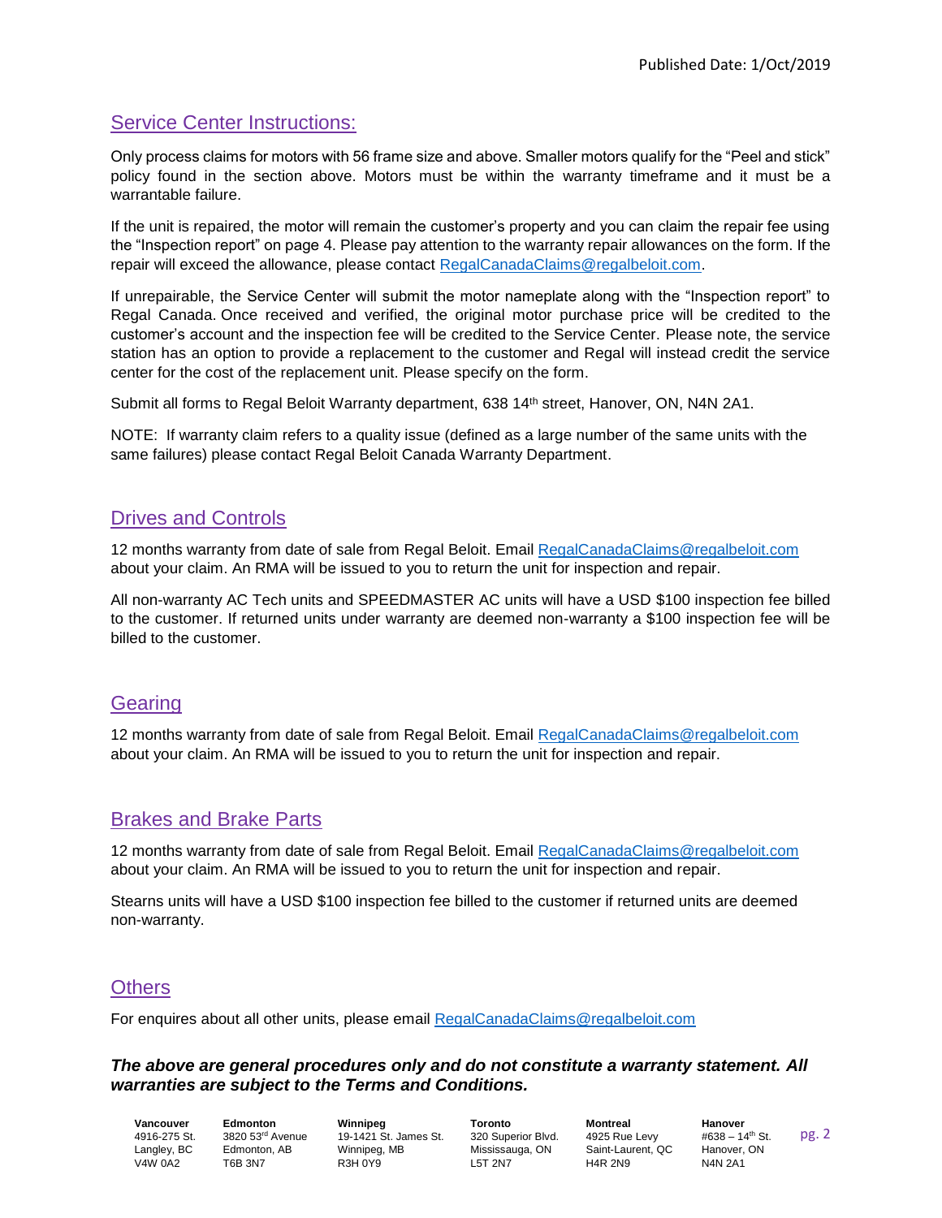## Service Center Instructions:

Only process claims for motors with 56 frame size and above. Smaller motors qualify for the "Peel and stick" policy found in the section above. Motors must be within the warranty timeframe and it must be a warrantable failure.

If the unit is repaired, the motor will remain the customer's property and you can claim the repair fee using the "Inspection report" on page 4. Please pay attention to the warranty repair allowances on the form. If the repair will exceed the allowance, please contact RegalCanadaClaims@regalbeloit.com.

If unrepairable, the Service Center will submit the motor nameplate along with the "Inspection report" to Regal Canada. Once received and verified, the original motor purchase price will be credited to the customer's account and the inspection fee will be credited to the Service Center. Please note, the service station has an option to provide a replacement to the customer and Regal will instead credit the service center for the cost of the replacement unit. Please specify on the form.

Submit all forms to Regal Beloit Warranty department, 638 14th street, Hanover, ON, N4N 2A1.

NOTE: If warranty claim refers to a quality issue (defined as a large number of the same units with the same failures) please contact Regal Beloit Canada Warranty Department.

## Drives and Controls

12 months warranty from date of sale from Regal Beloit. Email RegalCanadaClaims@regalbeloit.com about your claim. An RMA will be issued to you to return the unit for inspection and repair.

All non-warranty AC Tech units and SPEEDMASTER AC units will have a USD $100 inspection fee billed to the customer. If returned units under warranty are deemed non-warranty a $100 inspection fee will be billed to the customer.

## Gearing

12 months warranty from date of sale from Regal Beloit. Email RegalCanadaClaims@regalbeloit.com about your claim. An RMA will be issued to you to return the unit for inspection and repair.

## Brakes and Brake Parts

12 months warranty from date of sale from Regal Beloit. Email RegalCanadaClaims@regalbeloit.com about your claim. An RMA will be issued to you to return the unit for inspection and repair.

Stearns units will have a USD $100 inspection fee billed to the customer if returned units are deemed non-warranty.

## Others

For enquires about all other units, please email RegalCanadaClaims@regalbeloit.com

***The above are general procedures only and do not constitute a warranty statement. All warranties are subject to the Terms and Conditions.***

| **Vancouver** | **Edmonton** | **Winnipeg** | **Toronto** | **Montreal** | **Hanover** |
|---|---|---|---|---|---|
| 4916-275 St. | 3820 53rd Avenue | 19-1421 St. James St. | 320 Superior Blvd. | 4925 Rue Levy | #638 – 14th St. |
| Langley, BC | Edmonton, AB | Winnipeg, MB | Mississauga, ON | Saint-Laurent, QC | Hanover, ON |
| V4W 0A2 | T6B 3N7 | R3H 0Y9 | L5T 2N7 | H4R 2N9 | N4N 2A1 |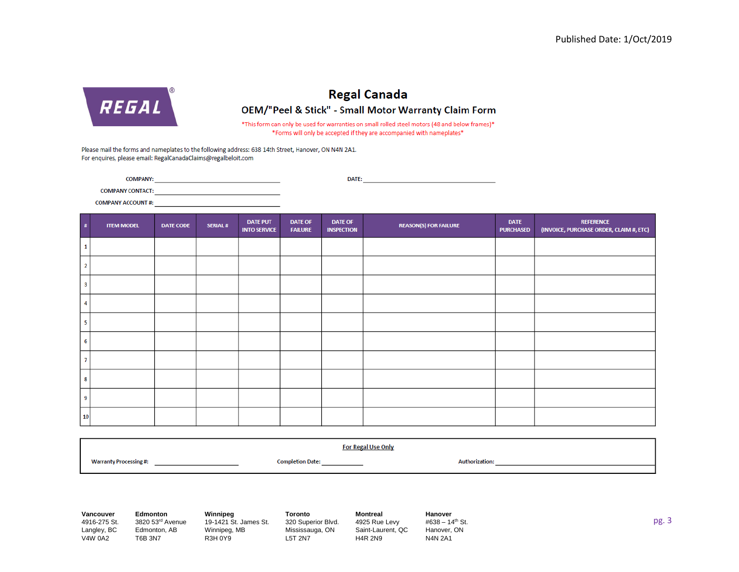Published Date: 1/Oct/2019

REGAL®

# Regal Canada

## OEM/"Peel & Stick" - Small Motor Warranty Claim Form

*This form can only be used for warranties on small rolled steel motors (48 and below frames)*

*Forms will only be accepted if they are accompanied with nameplates*

Please mail the forms and nameplates to the following address: 638 14th Street, Hanover, ON N4N 2A1.
For enquires, please email: RegalCanadaClaims@regalbeloit.com

COMPANY: ______________________________ DATE: ______________________________

COMPANY CONTACT: ______________________________

COMPANY ACCOUNT #: ______________________________

| # | ITEM MODEL | DATE CODE | SERIAL # | DATE PUT INTO SERVICE | DATE OF FAILURE | DATE OF INSPECTION | REASON(S) FOR FAILURE | DATE PURCHASED | REFERENCE (INVOICE, PURCHASE ORDER, CLAIM #, ETC) |
|---|---|---|---|---|---|---|---|---|---|
| 1 | | | | | | | | | |
| 2 | | | | | | | | | |
| 3 | | | | | | | | | |
| 4 | | | | | | | | | |
| 5 | | | | | | | | | |
| 6 | | | | | | | | | |
| 7 | | | | | | | | | |
| 8 | | | | | | | | | |
| 9 | | | | | | | | | |
| 10 | | | | | | | | | |

**For Regal Use Only**

Warranty Processing #: ____________________ Completion Date: ____________ Authorization: ______________________________

**Vancouver**
4916-275 St.
Langley, BC
V4W 0A2

**Edmonton**
3820 53rd Avenue
Edmonton, AB
T6B 3N7

**Winnipeg**
19-1421 St. James St.
Winnipeg, MB
R3H 0Y9

**Toronto**
320 Superior Blvd.
Mississauga, ON
L5T 2N7

**Montreal**
4925 Rue Levy
Saint-Laurent, QC
H4R 2N9

**Hanover**
#638 – 14th St.
Hanover, ON
N4N 2A1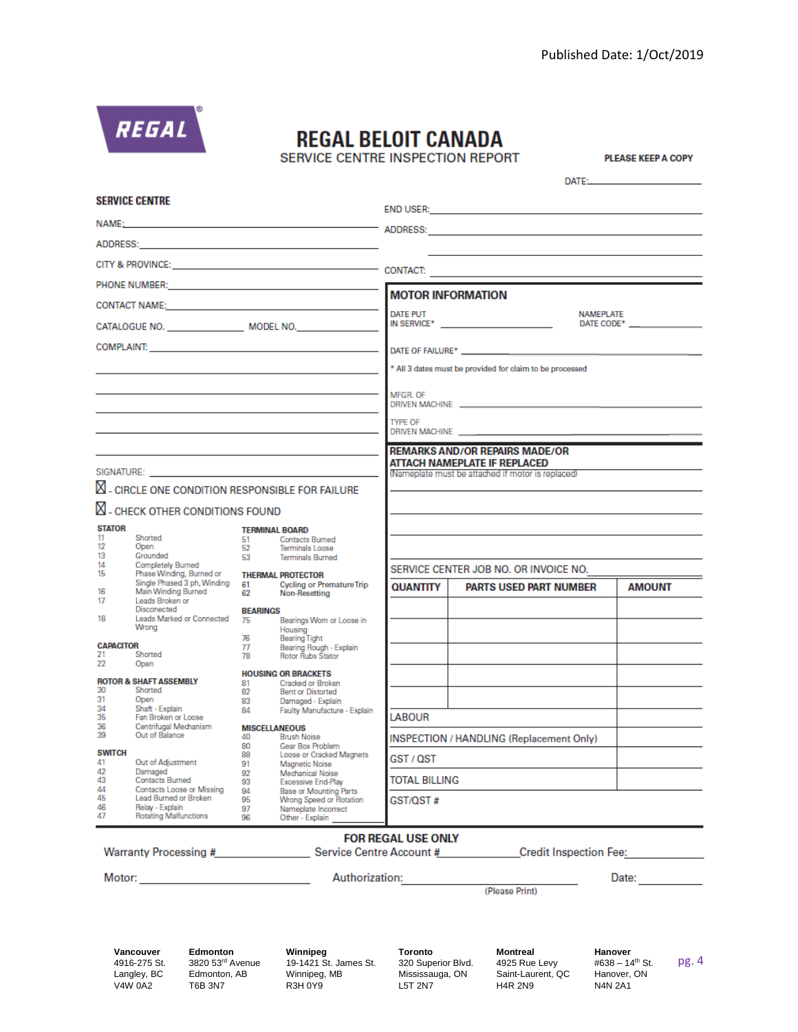Published Date: 1/Oct/2019

REGAL

# REGAL BELOIT CANADA

## SERVICE CENTRE INSPECTION REPORT

**PLEASE KEEP A COPY**

DATE: ____________________

### SERVICE CENTRE

NAME: ____________________

ADDRESS: ____________________

CITY & PROVINCE: ____________________

PHONE NUMBER: ____________________

CONTACT NAME: ____________________

CATALOGUE NO. ____________ MODEL NO. ____________

COMPLAINT: ____________________

SIGNATURE: ____________________

☒ - CIRCLE ONE CONDITION RESPONSIBLE FOR FAILURE

☒ - CHECK OTHER CONDITIONS FOUND

**STATOR**
- 11 Shorted
- 12 Open
- 13 Grounded
- 14 Completely Burned
- 15 Phase Winding, Burned or Single Phased 3 ph, Winding
- 16 Main Winding Burned
- 17 Leads Broken or Disconnected
- 18 Leads Marked or Connected Wrong

**CAPACITOR**
- 21 Shorted
- 22 Open

**ROTOR & SHAFT ASSEMBLY**
- 30 Shorted
- 31 Open
- 34 Shaft - Explain
- 35 Fan Broken or Loose
- 36 Centrifugal Mechanism
- 39 Out of Balance

**SWITCH**
- 41 Out of Adjustment
- 42 Damaged
- 43 Contacts Burned
- 44 Contacts Loose or Missing
- 45 Lead Burned or Broken
- 46 Relay - Explain
- 47 Rotating Malfunctions

**TERMINAL BOARD**
- 51 Contacts Burned
- 52 Terminals Loose
- 53 Terminals Burned

**THERMAL PROTECTOR**
- 61 Cycling or Premature Trip
- 62 Non-Resetting

**BEARINGS**
- 75 Bearings Worn or Loose in Housing
- 76 Bearing Tight
- 77 Bearing Rough - Explain
- 78 Rotor Rubs Stator

**HOUSING OR BRACKETS**
- 81 Cracked or Broken
- 82 Bent or Distorted
- 83 Damaged - Explain
- 84 Faulty Manufacture - Explain

**MISCELLANEOUS**
- 40 Brush Noise
- 80 Gear Box Problem
- 88 Loose or Cracked Magnets
- 91 Magnetic Noise
- 92 Mechanical Noise
- 93 Excessive End-Play
- 94 Base or Mounting Parts
- 95 Wrong Speed or Rotation
- 97 Nameplate Incorrect
- 96 Other - Explain

END USER: ____________________

ADDRESS: ____________________

CONTACT: ____________________

### MOTOR INFORMATION

DATE PUT IN SERVICE* ____________ NAMEPLATE DATE CODE* ____________

DATE OF FAILURE* ____________

\* All 3 dates must be provided for claim to be processed

MFGR. OF DRIVEN MACHINE ____________________

TYPE OF DRIVEN MACHINE ____________________

### REMARKS AND/OR REPAIRS MADE/OR ATTACH NAMEPLATE IF REPLACED

(Nameplate must be attached if motor is replaced)

SERVICE CENTER JOB NO. OR INVOICE NO. ____________________

| QUANTITY | PARTS USED PART NUMBER | AMOUNT |
|---|---|---|
| | | |
| | | |
| | | |
| | | |
| | | |
| LABOUR | | |
| INSPECTION / HANDLING (Replacement Only) | | |
| GST / QST | | |
| TOTAL BILLING | | |
| GST/QST # | | |

### FOR REGAL USE ONLY

Warranty Processing # ____________ Service Centre Account # ____________ Credit Inspection Fee: ____________

Motor: ____________ Authorization: ____________ (Please Print) Date: ____________

| Vancouver | Edmonton | Winnipeg | Toronto | Montreal | Hanover |
|---|---|---|---|---|---|
| 4916-275 St. | 3820 53rd Avenue | 19-1421 St. James St. | 320 Superior Blvd. | 4925 Rue Levy | #638 – 14th St. |
| Langley, BC | Edmonton, AB | Winnipeg, MB | Mississauga, ON | Saint-Laurent, QC | Hanover, ON |
| V4W 0A2 | T6B 3N7 | R3H 0Y9 | L5T 2N7 | H4R 2N9 | N4N 2A1 |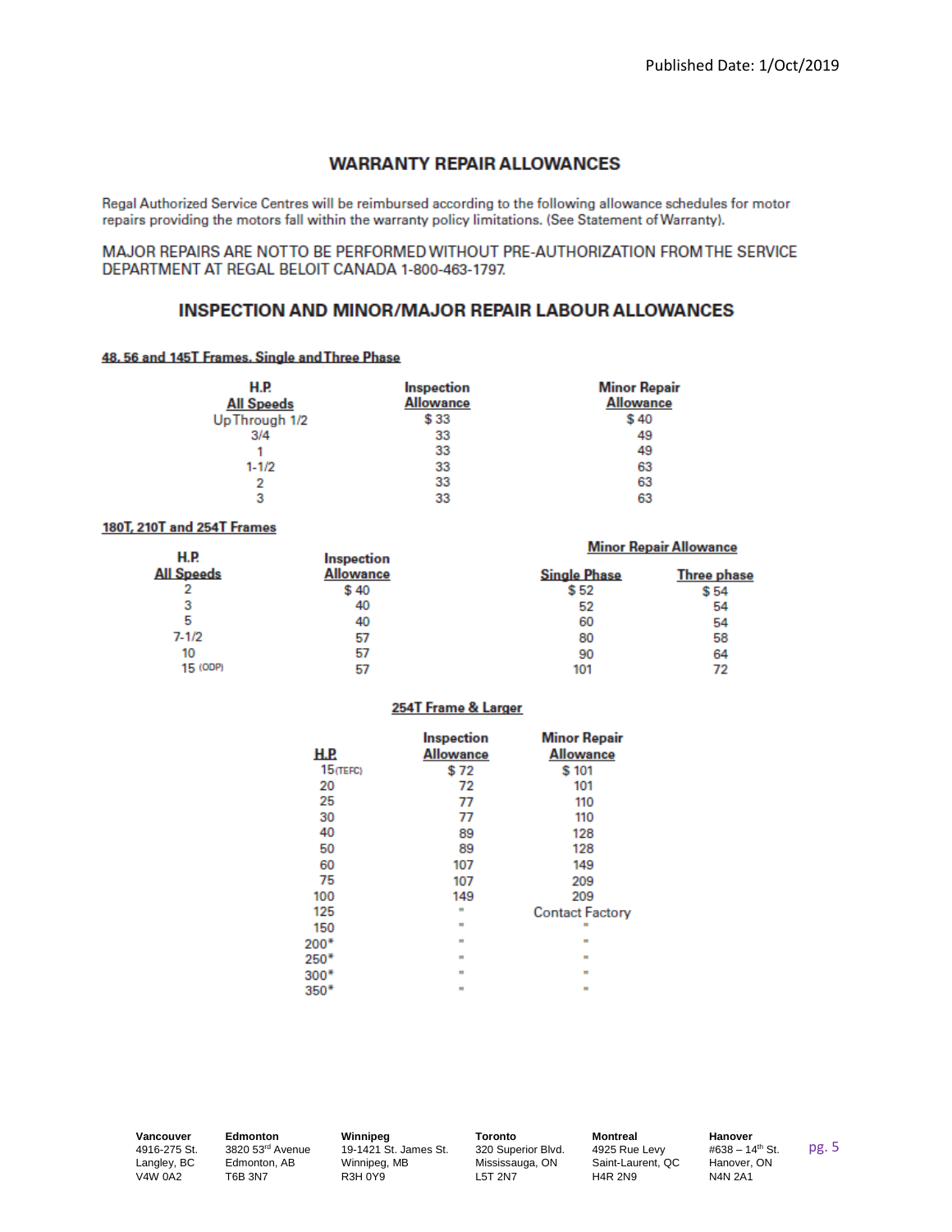## WARRANTY REPAIR ALLOWANCES

Regal Authorized Service Centres will be reimbursed according to the following allowance schedules for motor repairs providing the motors fall within the warranty policy limitations. (See Statement of Warranty).

MAJOR REPAIRS ARE NOT TO BE PERFORMED WITHOUT PRE-AUTHORIZATION FROM THE SERVICE DEPARTMENT AT REGAL BELOIT CANADA 1-800-463-1797.

## INSPECTION AND MINOR/MAJOR REPAIR LABOUR ALLOWANCES

### 48, 56 and 145T Frames, Single and Three Phase

| H.P. All Speeds | Inspection Allowance | Minor Repair Allowance |
|---|---|---|
| Up Through 1/2 | $ 33 | $ 40 |
| 3/4 | 33 | 49 |
| 1 | 33 | 49 |
| 1-1/2 | 33 | 63 |
| 2 | 33 | 63 |
| 3 | 33 | 63 |

### 180T, 210T and 254T Frames

| H.P. All Speeds | Inspection Allowance | Minor Repair Allowance | |
|---|---|---|---|
| | | Single Phase | Three phase |
| 2 | $ 40 | $ 52 | $ 54 |
| 3 | 40 | 52 | 54 |
| 5 | 40 | 60 | 54 |
| 7-1/2 | 57 | 80 | 58 |
| 10 | 57 | 90 | 64 |
| 15 (ODP) | 57 | 101 | 72 |

### 254T Frame & Larger

| H.P. | Inspection Allowance | Minor Repair Allowance |
|---|---|---|
| 15 (TEFC) | $ 72 | $ 101 |
| 20 | 72 | 101 |
| 25 | 77 | 110 |
| 30 | 77 | 110 |
| 40 | 89 | 128 |
| 50 | 89 | 128 |
| 60 | 107 | 149 |
| 75 | 107 | 209 |
| 100 | 149 | 209 |
| 125 | " | Contact Factory |
| 150 | " | " |
| 200* | " | " |
| 250* | " | " |
| 300* | " | " |
| 350* | " | " |

**Vancouver**
4916-275 St.
Langley, BC
V4W 0A2

**Edmonton**
3820 53rd Avenue
Edmonton, AB
T6B 3N7

**Winnipeg**
19-1421 St. James St.
Winnipeg, MB
R3H 0Y9

**Toronto**
320 Superior Blvd.
Mississauga, ON
L5T 2N7

**Montreal**
4925 Rue Levy
Saint-Laurent, QC
H4R 2N9

**Hanover**
#638 – 14th St.
Hanover, ON
N4N 2A1